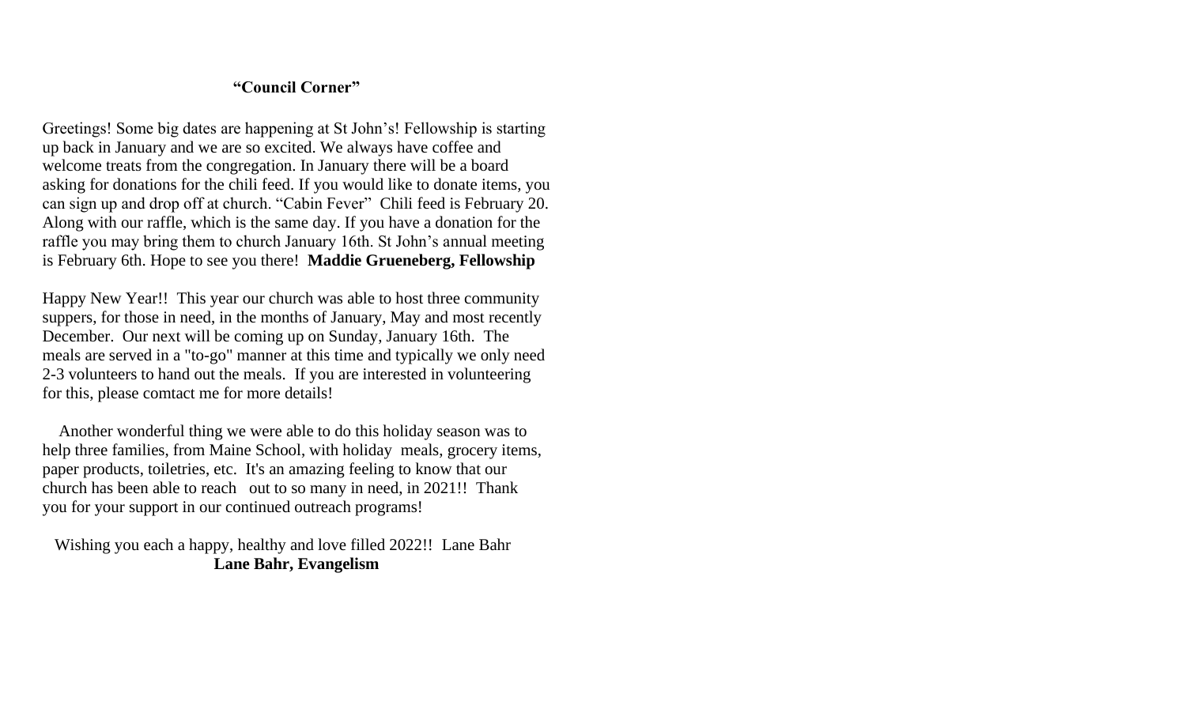## "Council Corner"

Greetings! Some big dates are happening at St John's! Fellowship is starting up back in January and we are so excited. We always have coffee and welcome treats from the congregation. In January there will be a board asking for donations for the chili feed. If you would like to donate items, you can sign up and drop off at church. "Cabin Fever" Chili feed is February 20. Along with our raffle, which is the same day. If you have a donation for the raffle you may bring them to church January 16th. St John's annual meeting is February 6th. Hope to see you there! **Maddie Grueneberg, Fellowship**

Happy New Year!! This year our church was able to host three community suppers, for those in need, in the months of January, May and most recently December. Our next will be coming up on Sunday, January 16th. The meals are served in a "to-go" manner at this time and typically we only need 2-3 volunteers to hand out the meals. If you are interested in volunteering for this, please comtact me for more details!

Another wonderful thing we were able to do this holiday season was to help three families, from Maine School, with holiday meals, grocery items, paper products, toiletries, etc. It's an amazing feeling to know that our church has been able to reach out to so many in need, in 2021!! Thank you for your support in our continued outreach programs!

Wishing you each a happy, healthy and love filled 2022!! Lane Bahr

**Lane Bahr, Evangelism**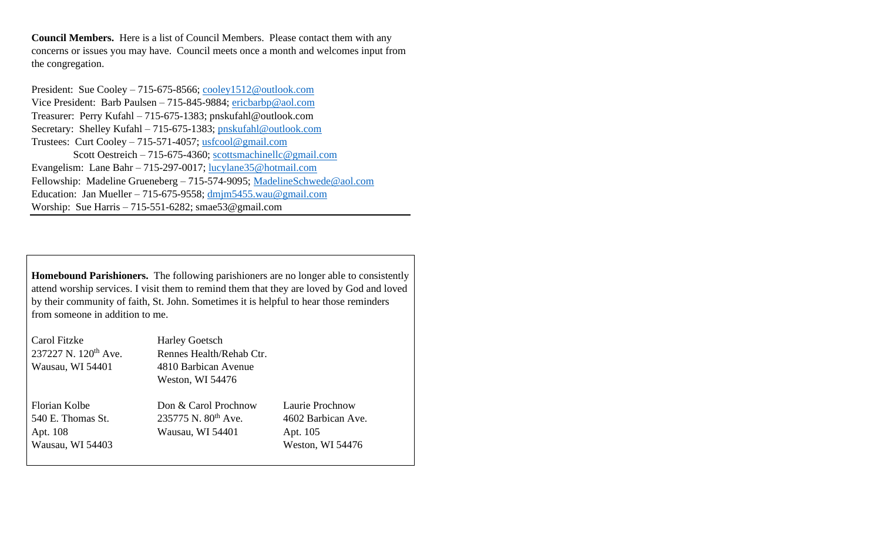**Council Members.** Here is a list of Council Members. Please contact them with any concerns or issues you may have. Council meets once a month and welcomes input from the congregation.

President: Sue Cooley – 715-675-8566; cooley1512@outlook.com
Vice President: Barb Paulsen – 715-845-9884; ericbarbp@aol.com
Treasurer: Perry Kufahl – 715-675-1383; pnskufahl@outlook.com
Secretary: Shelley Kufahl – 715-675-1383; pnskufahl@outlook.com
Trustees: Curt Cooley – 715-571-4057; usfcool@gmail.com
Scott Oestreich – 715-675-4360; scottsmachinellc@gmail.com
Evangelism: Lane Bahr – 715-297-0017; lucylane35@hotmail.com
Fellowship: Madeline Grueneberg – 715-574-9095; MadelineSchwede@aol.com
Education: Jan Mueller – 715-675-9558; dmjm5455.wau@gmail.com
Worship: Sue Harris – 715-551-6282; smae53@gmail.com

---

**Homebound Parishioners.** The following parishioners are no longer able to consistently attend worship services. I visit them to remind them that they are loved by God and loved by their community of faith, St. John. Sometimes it is helpful to hear those reminders from someone in addition to me.

Carol Fitzke
237227 N. 120th Ave.
Wausau, WI 54401

Harley Goetsch
Rennes Health/Rehab Ctr.
4810 Barbican Avenue
Weston, WI 54476

Florian Kolbe
540 E. Thomas St.
Apt. 108
Wausau, WI 54403

Don & Carol Prochnow
235775 N. 80th Ave.
Wausau, WI 54401

Laurie Prochnow
4602 Barbican Ave.
Apt. 105
Weston, WI 54476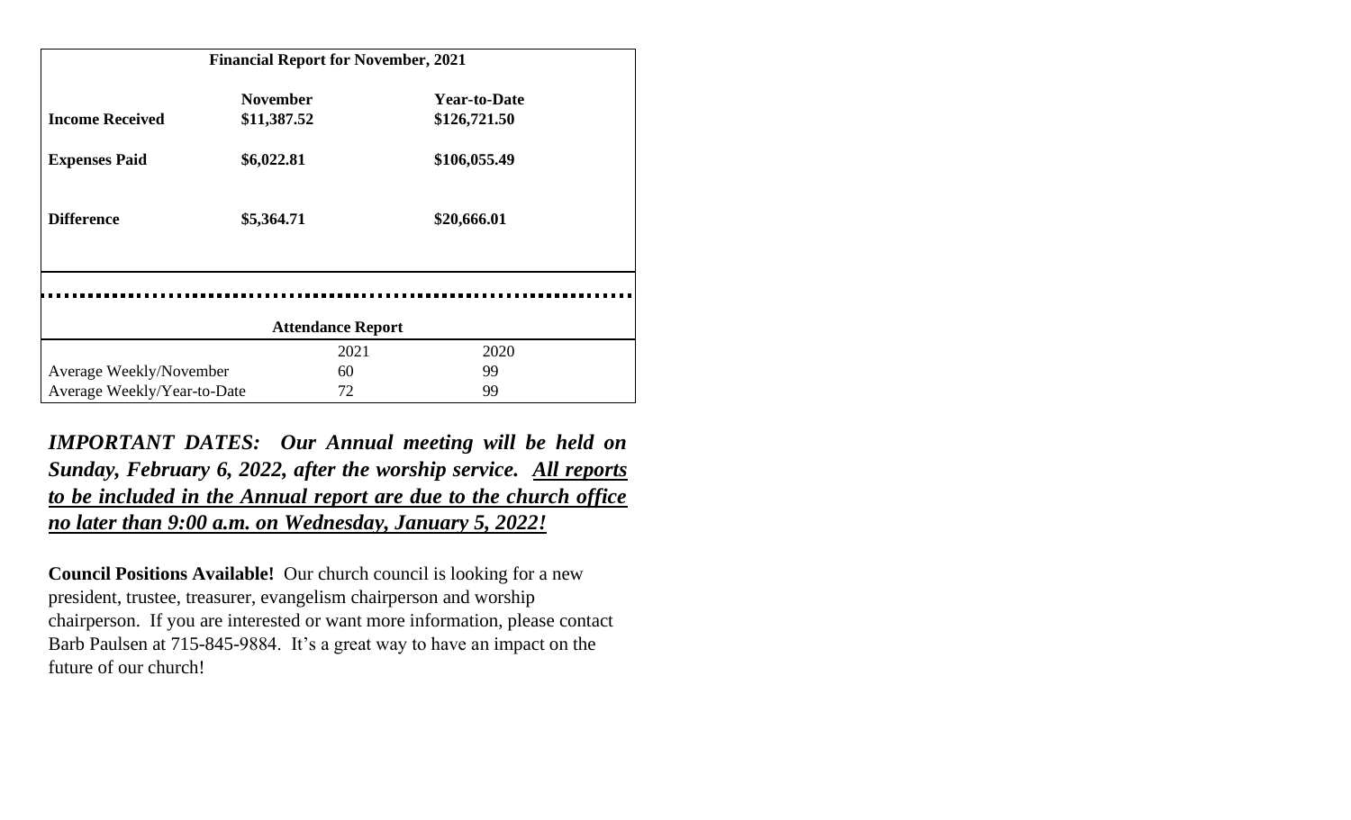**Financial Report for November, 2021**

| | November | Year-to-Date |
|---|---|---|
| **Income Received** | **$11,387.52** | **$126,721.50** |
| **Expenses Paid** | **$6,022.81** | **$106,055.49** |
| **Difference** | **$5,364.71** | **$20,666.01** |

**Attendance Report**

| | 2021 | 2020 |
|---|---|---|
| Average Weekly/November | 60 | 99 |
| Average Weekly/Year-to-Date | 72 | 99 |

***IMPORTANT DATES: Our Annual meeting will be held on Sunday, February 6, 2022, after the worship service.*** ***<u>All reports to be included in the Annual report are due to the church office no later than 9:00 a.m. on Wednesday, January 5, 2022!</u>***

**Council Positions Available!** Our church council is looking for a new president, trustee, treasurer, evangelism chairperson and worship chairperson. If you are interested or want more information, please contact Barb Paulsen at 715-845-9884. It's a great way to have an impact on the future of our church!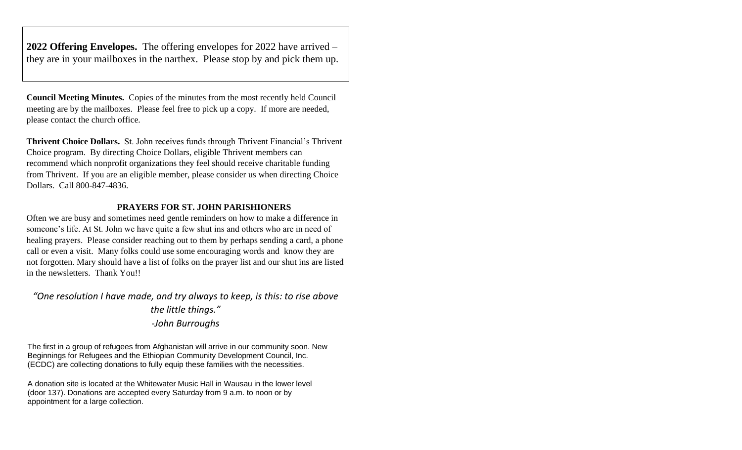**2022 Offering Envelopes.** The offering envelopes for 2022 have arrived – they are in your mailboxes in the narthex. Please stop by and pick them up.

**Council Meeting Minutes.** Copies of the minutes from the most recently held Council meeting are by the mailboxes. Please feel free to pick up a copy. If more are needed, please contact the church office.

**Thrivent Choice Dollars.** St. John receives funds through Thrivent Financial's Thrivent Choice program. By directing Choice Dollars, eligible Thrivent members can recommend which nonprofit organizations they feel should receive charitable funding from Thrivent. If you are an eligible member, please consider us when directing Choice Dollars. Call 800-847-4836.

**PRAYERS FOR ST. JOHN PARISHIONERS**

Often we are busy and sometimes need gentle reminders on how to make a difference in someone's life. At St. John we have quite a few shut ins and others who are in need of healing prayers. Please consider reaching out to them by perhaps sending a card, a phone call or even a visit. Many folks could use some encouraging words and know they are not forgotten. Mary should have a list of folks on the prayer list and our shut ins are listed in the newsletters. Thank You!!

*"One resolution I have made, and try always to keep, is this: to rise above the little things."*
*-John Burroughs*

The first in a group of refugees from Afghanistan will arrive in our community soon. New Beginnings for Refugees and the Ethiopian Community Development Council, Inc. (ECDC) are collecting donations to fully equip these families with the necessities.

A donation site is located at the Whitewater Music Hall in Wausau in the lower level (door 137). Donations are accepted every Saturday from 9 a.m. to noon or by appointment for a large collection.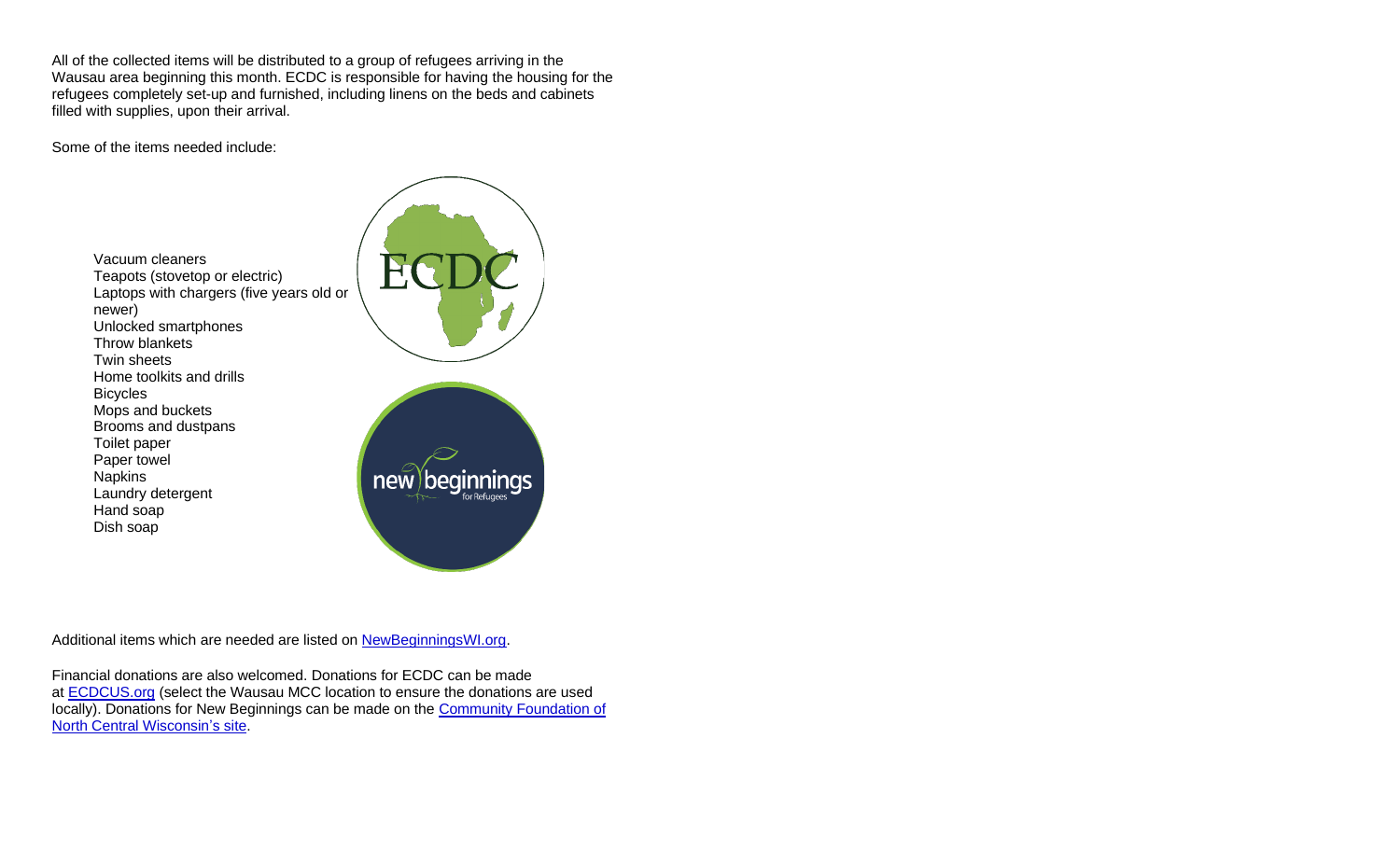All of the collected items will be distributed to a group of refugees arriving in the Wausau area beginning this month. ECDC is responsible for having the housing for the refugees completely set-up and furnished, including linens on the beds and cabinets filled with supplies, upon their arrival.

Some of the items needed include:

- Vacuum cleaners
- Teapots (stovetop or electric)
- Laptops with chargers (five years old or newer)
- Unlocked smartphones
- Throw blankets
- Twin sheets
- Home toolkits and drills
- Bicycles
- Mops and buckets
- Brooms and dustpans
- Toilet paper
- Paper towel
- Napkins
- Laundry detergent
- Hand soap
- Dish soap

Additional items which are needed are listed on NewBeginningsWI.org.

Financial donations are also welcomed. Donations for ECDC can be made at ECDCUS.org (select the Wausau MCC location to ensure the donations are used locally). Donations for New Beginnings can be made on the Community Foundation of North Central Wisconsin's site.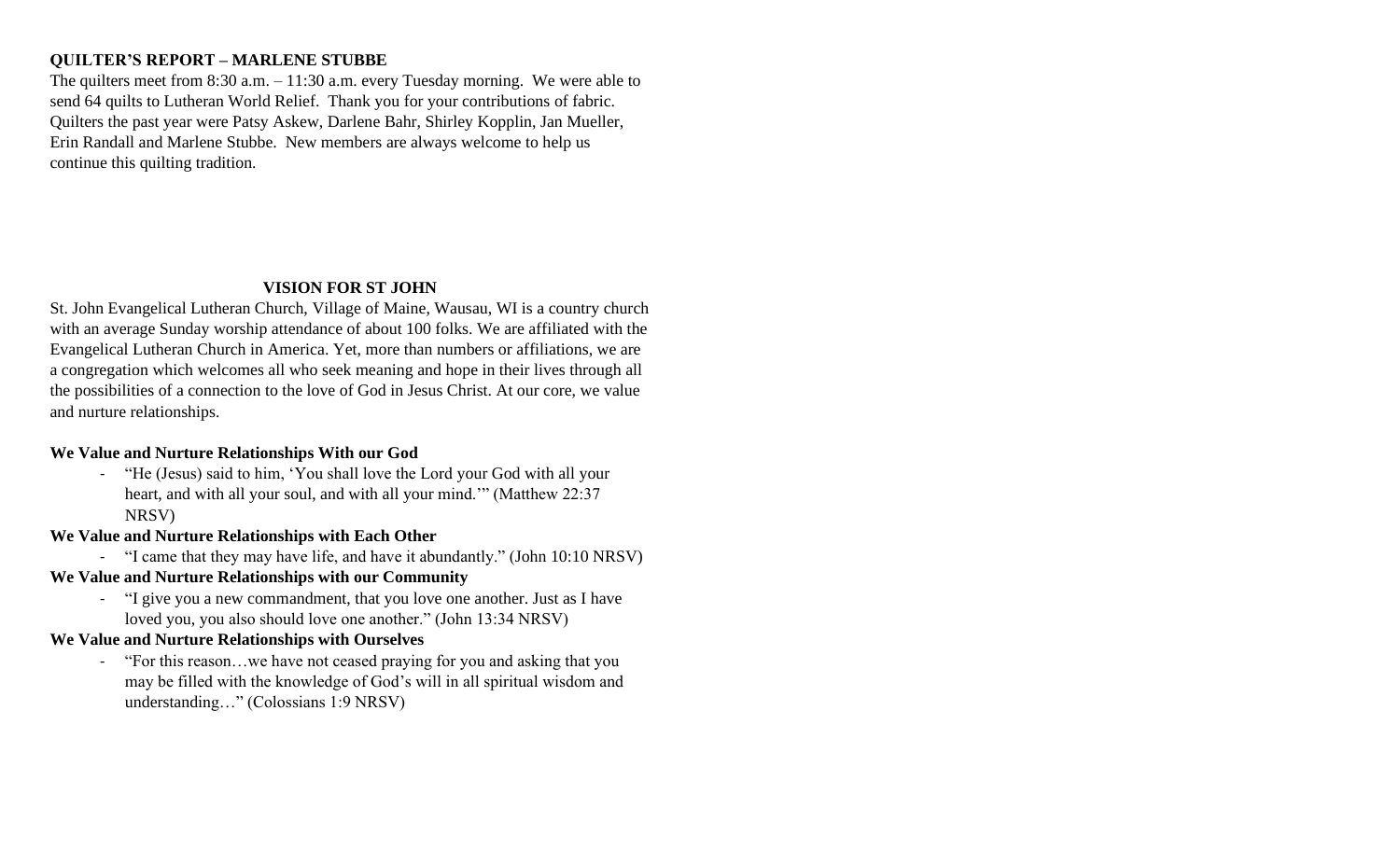**QUILTER'S REPORT – MARLENE STUBBE**

The quilters meet from 8:30 a.m. – 11:30 a.m. every Tuesday morning. We were able to send 64 quilts to Lutheran World Relief. Thank you for your contributions of fabric. Quilters the past year were Patsy Askew, Darlene Bahr, Shirley Kopplin, Jan Mueller, Erin Randall and Marlene Stubbe. New members are always welcome to help us continue this quilting tradition.

**VISION FOR ST JOHN**

St. John Evangelical Lutheran Church, Village of Maine, Wausau, WI is a country church with an average Sunday worship attendance of about 100 folks. We are affiliated with the Evangelical Lutheran Church in America. Yet, more than numbers or affiliations, we are a congregation which welcomes all who seek meaning and hope in their lives through all the possibilities of a connection to the love of God in Jesus Christ. At our core, we value and nurture relationships.

**We Value and Nurture Relationships With our God**

- "He (Jesus) said to him, 'You shall love the Lord your God with all your heart, and with all your soul, and with all your mind.'" (Matthew 22:37 NRSV)

**We Value and Nurture Relationships with Each Other**

- "I came that they may have life, and have it abundantly." (John 10:10 NRSV)

**We Value and Nurture Relationships with our Community**

- "I give you a new commandment, that you love one another. Just as I have loved you, you also should love one another." (John 13:34 NRSV)

**We Value and Nurture Relationships with Ourselves**

- "For this reason…we have not ceased praying for you and asking that you may be filled with the knowledge of God's will in all spiritual wisdom and understanding…" (Colossians 1:9 NRSV)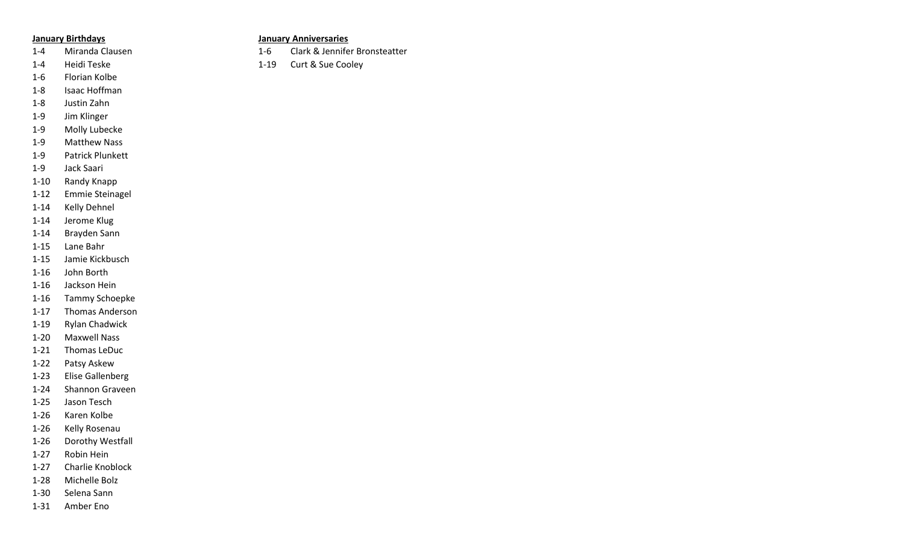**January Birthdays**

| | |
|---|---|
| 1-4 | Miranda Clausen |
| 1-4 | Heidi Teske |
| 1-6 | Florian Kolbe |
| 1-8 | Isaac Hoffman |
| 1-8 | Justin Zahn |
| 1-9 | Jim Klinger |
| 1-9 | Molly Lubecke |
| 1-9 | Matthew Nass |
| 1-9 | Patrick Plunkett |
| 1-9 | Jack Saari |
| 1-10 | Randy Knapp |
| 1-12 | Emmie Steinagel |
| 1-14 | Kelly Dehnel |
| 1-14 | Jerome Klug |
| 1-14 | Brayden Sann |
| 1-15 | Lane Bahr |
| 1-15 | Jamie Kickbusch |
| 1-16 | John Borth |
| 1-16 | Jackson Hein |
| 1-16 | Tammy Schoepke |
| 1-17 | Thomas Anderson |
| 1-19 | Rylan Chadwick |
| 1-20 | Maxwell Nass |
| 1-21 | Thomas LeDuc |
| 1-22 | Patsy Askew |
| 1-23 | Elise Gallenberg |
| 1-24 | Shannon Graveen |
| 1-25 | Jason Tesch |
| 1-26 | Karen Kolbe |
| 1-26 | Kelly Rosenau |
| 1-26 | Dorothy Westfall |
| 1-27 | Robin Hein |
| 1-27 | Charlie Knoblock |
| 1-28 | Michelle Bolz |
| 1-30 | Selena Sann |
| 1-31 | Amber Eno |

**January Anniversaries**

| | |
|---|---|
| 1-6 | Clark & Jennifer Bronsteatter |
| 1-19 | Curt & Sue Cooley |